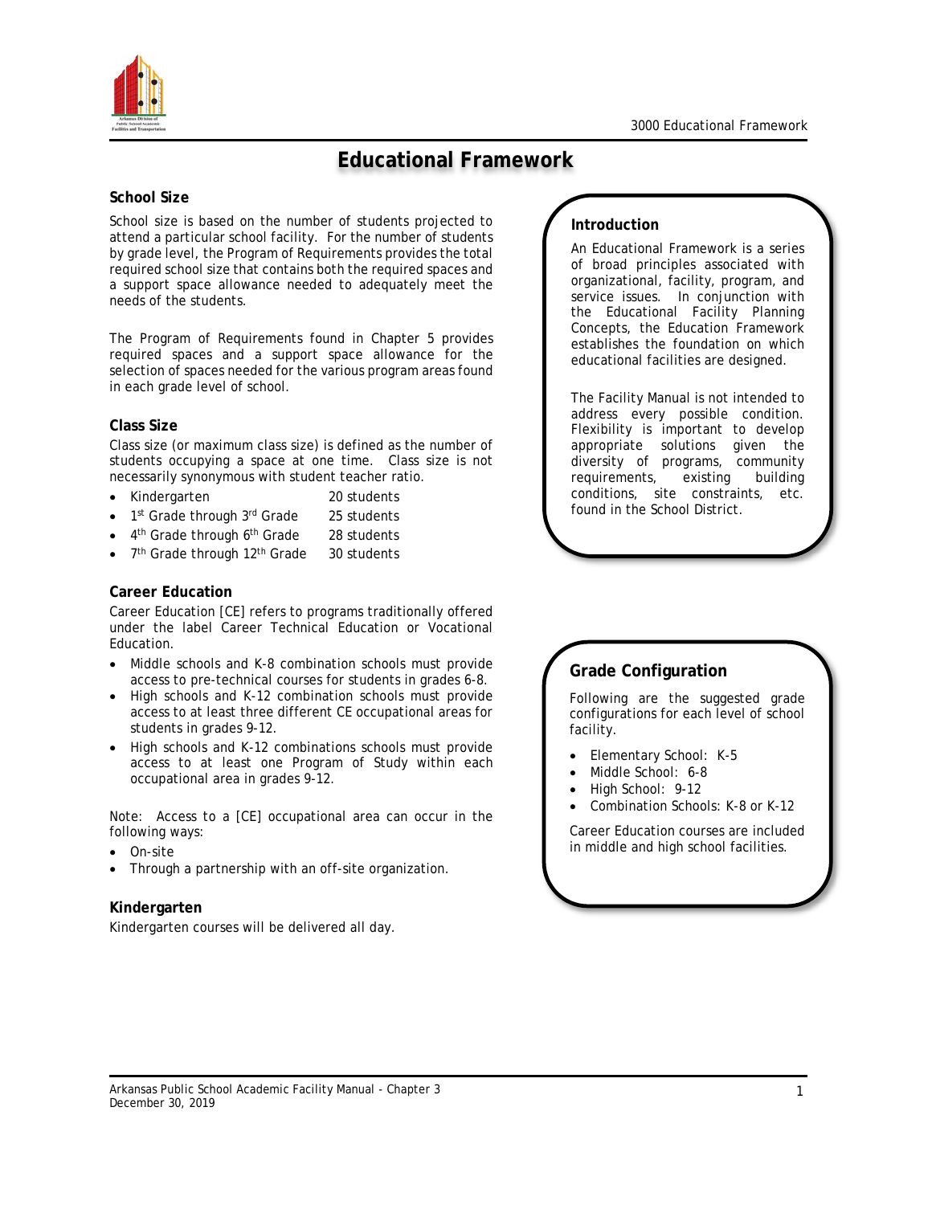# Educational Framework

## Introduction

An Educational Framework is a series of broad principles associated with organizational, facility, program, and service issues. In conjunction with the Educational Facility Planning Concepts, the Education Framework establishes the foundation on which educational facilities are designed.

The Facility Manual is not intended to address every possible condition. Flexibility is important to develop appropriate solutions given the diversity of programs, community requirements, existing building conditions, site constraints, etc. found in the School District.

### School Size

School size is based on the number of students projected to attend a particular school facility. For the number of students by grade level, the Program of Requirements provides the total required school size that contains both the required spaces and a support space allowance needed to adequately meet the needs of the students.

The Program of Requirements found in Chapter 5 provides required spaces and a support space allowance for the selection of spaces needed for the various program areas found in each grade level of school.

### Class Size

Class size (or maximum class size) is defined as the number of students occupying a space at one time. Class size is not necessarily synonymous with student teacher ratio.

- Kindergarten — 20 students
- 1st Grade through 3rd Grade — 25 students
- 4th Grade through 6th Grade — 28 students
- 7th Grade through 12th Grade — 30 students

### Career Education

Career Education [CE] refers to programs traditionally offered under the label Career Technical Education or Vocational Education.

- Middle schools and K-8 combination schools must provide access to pre-technical courses for students in grades 6-8.
- High schools and K-12 combination schools must provide access to at least three different CE occupational areas for students in grades 9-12.
- High schools and K-12 combinations schools must provide access to at least one Program of Study within each occupational area in grades 9-12.

Note: Access to a [CE] occupational area can occur in the following ways:

- On-site
- Through a partnership with an off-site organization.

### Kindergarten

Kindergarten courses will be delivered all day.

## Grade Configuration

Following are the suggested grade configurations for each level of school facility.

- Elementary School: K-5
- Middle School: 6-8
- High School: 9-12
- Combination Schools: K-8 or K-12

Career Education courses are included in middle and high school facilities.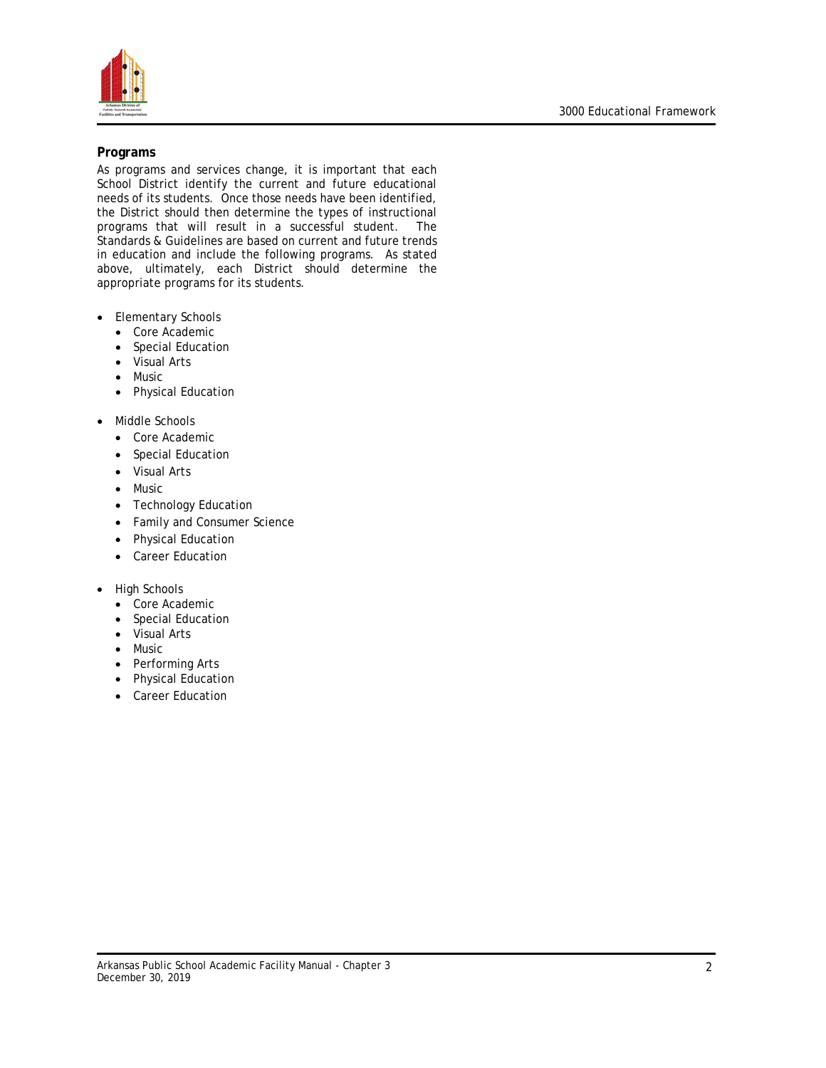## Programs

As programs and services change, it is important that each School District identify the current and future educational needs of its students. Once those needs have been identified, the District should then determine the types of instructional programs that will result in a successful student. The Standards & Guidelines are based on current and future trends in education and include the following programs. As stated above, ultimately, each District should determine the appropriate programs for its students.

- Elementary Schools
  - Core Academic
  - Special Education
  - Visual Arts
  - Music
  - Physical Education
- Middle Schools
  - Core Academic
  - Special Education
  - Visual Arts
  - Music
  - Technology Education
  - Family and Consumer Science
  - Physical Education
  - Career Education
- High Schools
  - Core Academic
  - Special Education
  - Visual Arts
  - Music
  - Performing Arts
  - Physical Education
  - Career Education